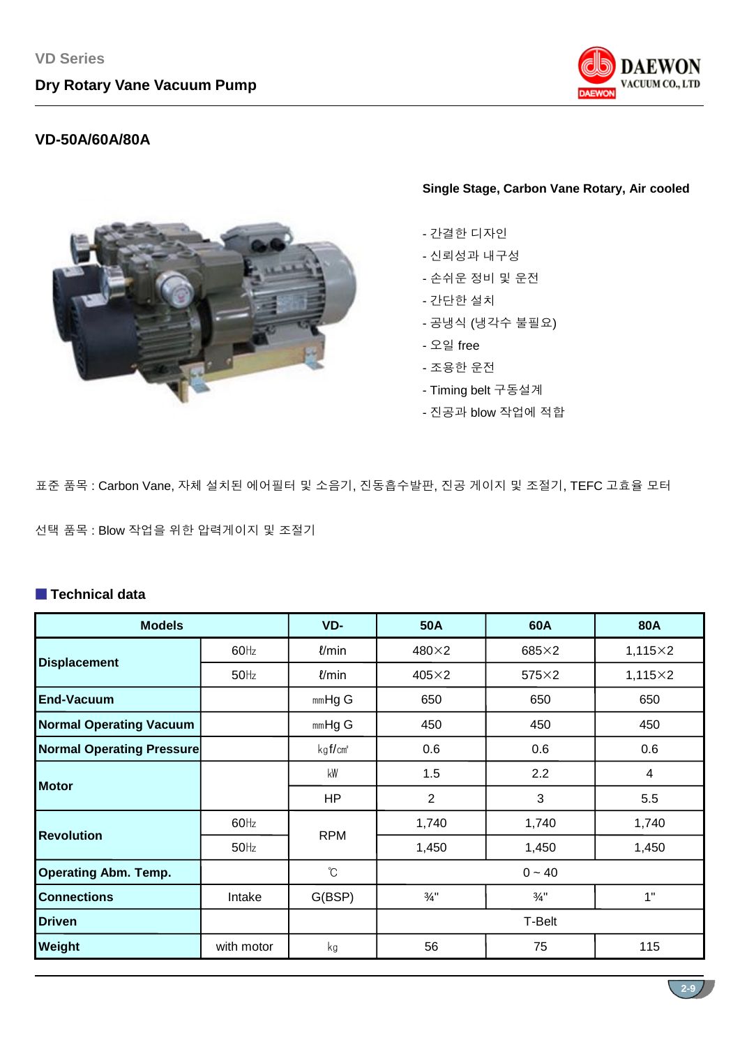VD Series

Dry Rotary Vane Vacuum Pump

## VD-50A/60A/80A

**Single Stage, Carbon Vane Rotary, Air cooled**

- 간결한 디자인
- 신뢰성과 내구성
- 손쉬운 정비 및 운전
- 간단한 설치
- 공냉식 (냉각수 불필요)
- 오일 free
- 조용한 운전
- Timing belt 구동설계
- 진공과 blow 작업에 적합

표준 품목 : Carbon Vane, 자체 설치된 에어필터 및 소음기, 진동흡수발판, 진공 게이지 및 조절기, TEFC 고효율 모터

선택 품목 : Blow 작업을 위한 압력게이지 및 조절기

### Technical data

| Models | | VD- | 50A | 60A | 80A |
|---|---|---|---|---|---|
| **Displacement** | 60㎐ | ℓ/min | 480×2 | 685×2 | 1,115×2 |
| | 50㎐ | ℓ/min | 405×2 | 575×2 | 1,115×2 |
| **End-Vacuum** | | ㎜Hg G | 650 | 650 | 650 |
| **Normal Operating Vacuum** | | ㎜Hg G | 450 | 450 | 450 |
| **Normal Operating Pressure** | | ㎏f/㎠ | 0.6 | 0.6 | 0.6 |
| **Motor** | | ㎾ | 1.5 | 2.2 | 4 |
| | | HP | 2 | 3 | 5.5 |
| **Revolution** | 60㎐ | RPM | 1,740 | 1,740 | 1,740 |
| | 50㎐ | | 1,450 | 1,450 | 1,450 |
| **Operating Abm. Temp.** | | ℃ | 0 ~ 40 | | |
| **Connections** | Intake | G(BSP) | ¾" | ¾" | 1" |
| **Driven** | | | T-Belt | | |
| **Weight** | with motor | ㎏ | 56 | 75 | 115 |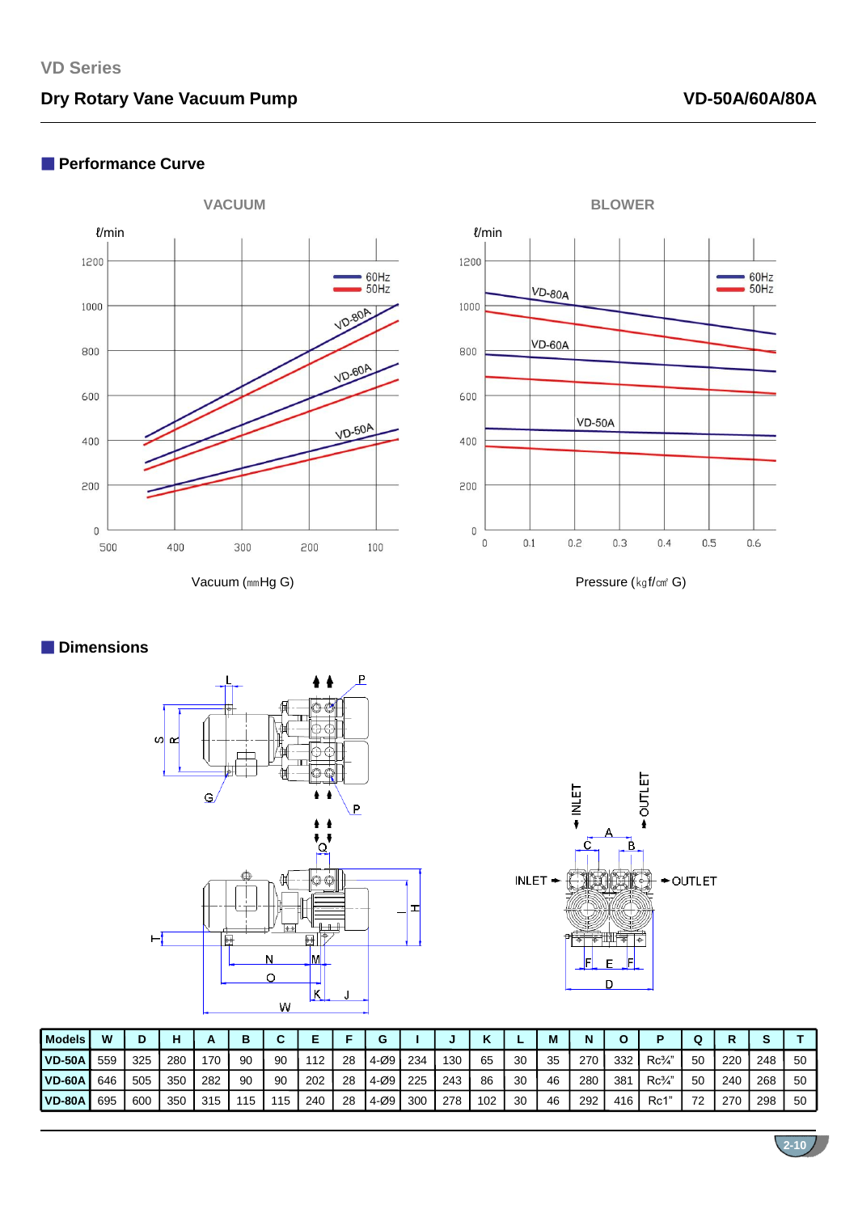VD Series

## Dry Rotary Vane Vacuum Pump

**VD-50A/60A/80A**

### Performance Curve

VACUUM

ℓ/min

Vacuum (㎜Hg G)

BLOWER

ℓ/min

Pressure (㎏f/㎠ G)

### Dimensions

| Models | W | D | H | A | B | C | E | F | G | I | J | K | L | M | N | O | P | Q | R | S | T |
|---|---|---|---|---|---|---|---|---|---|---|---|---|---|---|---|---|---|---|---|---|---|
| VD-50A | 559 | 325 | 280 | 170 | 90 | 90 | 112 | 28 | 4-Ø9 | 234 | 130 | 65 | 30 | 35 | 270 | 332 | Rc¾" | 50 | 220 | 248 | 50 |
| VD-60A | 646 | 505 | 350 | 282 | 90 | 90 | 202 | 28 | 4-Ø9 | 225 | 243 | 86 | 30 | 46 | 280 | 381 | Rc¾" | 50 | 240 | 268 | 50 |
| VD-80A | 695 | 600 | 350 | 315 | 115 | 115 | 240 | 28 | 4-Ø9 | 300 | 278 | 102 | 30 | 46 | 292 | 416 | Rc1" | 72 | 270 | 298 | 50 |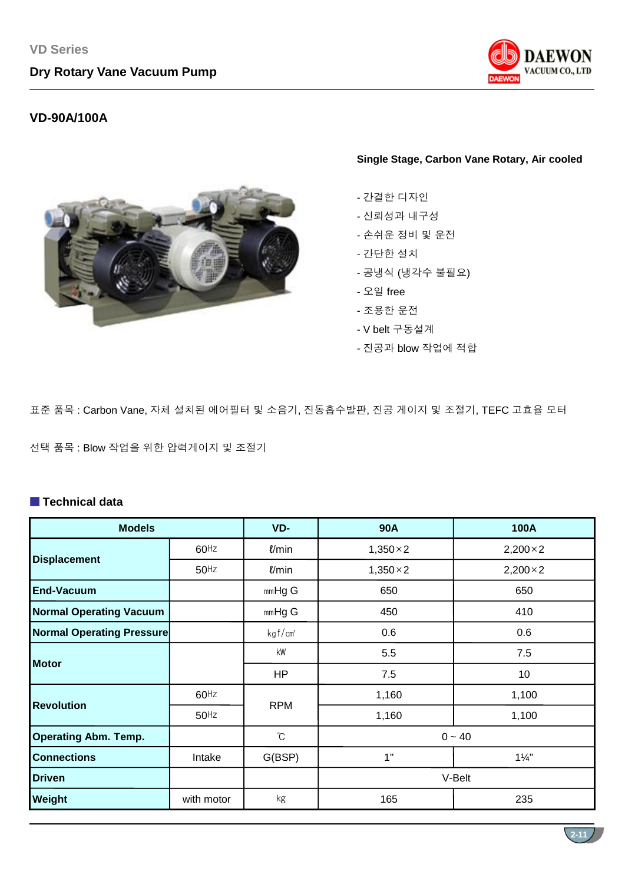VD Series

Dry Rotary Vane Vacuum Pump

## VD-90A/100A

**Single Stage, Carbon Vane Rotary, Air cooled**

- 간결한 디자인
- 신뢰성과 내구성
- 손쉬운 정비 및 운전
- 간단한 설치
- 공냉식 (냉각수 불필요)
- 오일 free
- 조용한 운전
- V belt 구동설계
- 진공과 blow 작업에 적합

표준 품목 : Carbon Vane, 자체 설치된 에어필터 및 소음기, 진동흡수발판, 진공 게이지 및 조절기, TEFC 고효율 모터

선택 품목 : Blow 작업을 위한 압력게이지 및 조절기

### Technical data

| Models | | VD- | 90A | 100A |
|---|---|---|---|---|
| **Displacement** | 60㎐ | ℓ/min | 1,350×2 | 2,200×2 |
| | 50㎐ | ℓ/min | 1,350×2 | 2,200×2 |
| **End-Vacuum** | | ㎜Hg G | 650 | 650 |
| **Normal Operating Vacuum** | | ㎜Hg G | 450 | 410 |
| **Normal Operating Pressure** | | kgf/㎠ | 0.6 | 0.6 |
| **Motor** | | ㎾ | 5.5 | 7.5 |
| | | HP | 7.5 | 10 |
| **Revolution** | 60㎐ | RPM | 1,160 | 1,100 |
| | 50㎐ | | 1,160 | 1,100 |
| **Operating Abm. Temp.** | | ℃ | 0 ~ 40 | |
| **Connections** | Intake | G(BSP) | 1" | 1¼" |
| **Driven** | | | V-Belt | |
| **Weight** | with motor | ㎏ | 165 | 235 |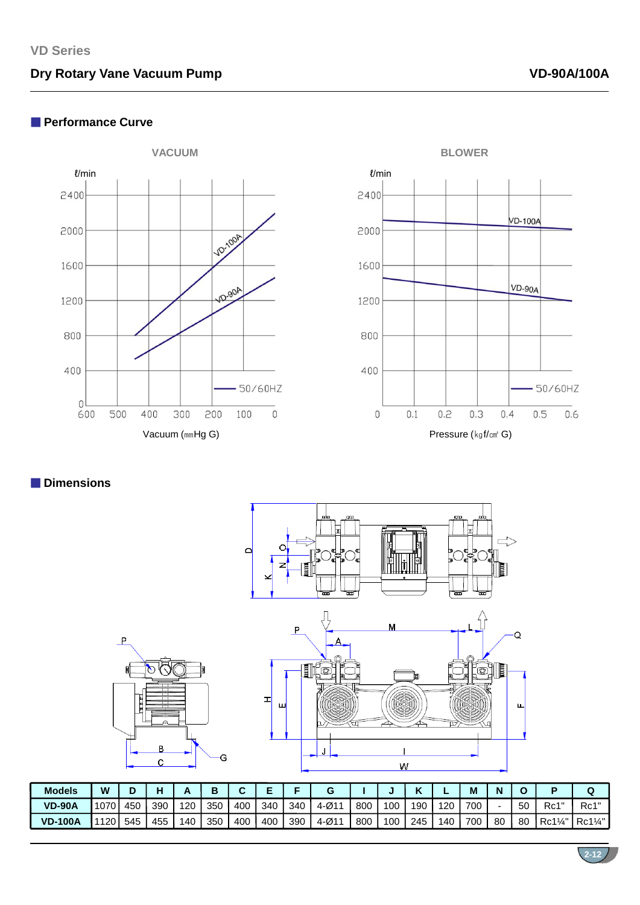VD Series

## Dry Rotary Vane Vacuum Pump

**VD-90A/100A**

### Performance Curve

VACUUM

ℓ/min

2400
2000
1600
1200
800
400
0

600 500 400 300 200 100 0

VD-100A
VD-90A
50/60HZ

Vacuum (㎜Hg G)

BLOWER

ℓ/min

2400
2000
1600
1200
800
400

0 0.1 0.2 0.3 0.4 0.5 0.6

VD-100A
VD-90A
50/60HZ

Pressure (㎏f/㎠ G)

### Dimensions

D O N K P M A L Q H E F B C G J I W

| Models | W | D | H | A | B | C | E | F | G | I | J | K | L | M | N | O | P | Q |
|---|---|---|---|---|---|---|---|---|---|---|---|---|---|---|---|---|---|---|
| VD-90A | 1070 | 450 | 390 | 120 | 350 | 400 | 340 | 340 | 4-Ø11 | 800 | 100 | 190 | 120 | 700 | - | 50 | Rc1" | Rc1" |
| VD-100A | 1120 | 545 | 455 | 140 | 350 | 400 | 400 | 390 | 4-Ø11 | 800 | 100 | 245 | 140 | 700 | 80 | 80 | Rc1¼" | Rc1¼" |